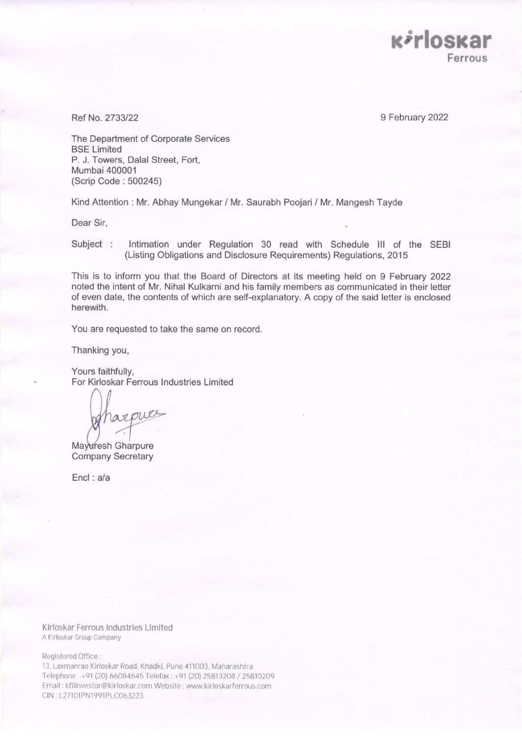Kirloskar
Ferrous

Ref No. 2733/22

9 February 2022

The Department of Corporate Services
BSE Limited
P. J. Towers, Dalal Street, Fort,
Mumbai 400001
(Scrip Code : 500245)

Kind Attention : Mr. Abhay Mungekar / Mr. Saurabh Poojari / Mr. Mangesh Tayde

Dear Sir,

Subject : Intimation under Regulation 30 read with Schedule III of the SEBI (Listing Obligations and Disclosure Requirements) Regulations, 2015

This is to inform you that the Board of Directors at its meeting held on 9 February 2022 noted the intent of Mr. Nihal Kulkarni and his family members as communicated in their letter of even date, the contents of which are self-explanatory. A copy of the said letter is enclosed herewith.

You are requested to take the same on record.

Thanking you,

Yours faithfully,
For Kirloskar Ferrous Industries Limited

Mayuresh Gharpure
Company Secretary

Encl : a/a

Kirloskar Ferrous Industries Limited
A Kirloskar Group Company

Registered Office :
13, Laxmanrao Kirloskar Road, Khadki, Pune 411003, Maharashtra
Telephone : +91 (20) 66084645 Telefax : +91 (20) 25813208 / 25810209
Email : kfilinvestor@kirloskar.com Website : www.kirloskarferrous.com
CIN : L27101PN1991PLC063223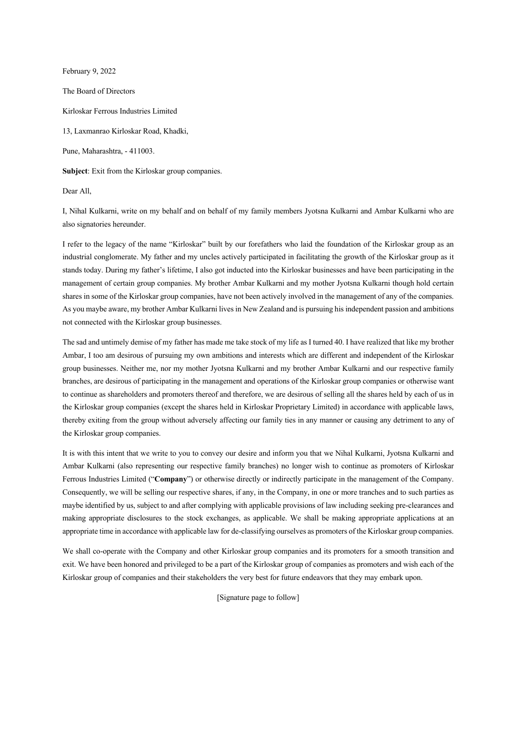February 9, 2022

The Board of Directors

Kirloskar Ferrous Industries Limited

13, Laxmanrao Kirloskar Road, Khadki,

Pune, Maharashtra, - 411003.

**Subject**: Exit from the Kirloskar group companies.

Dear All,

I, Nihal Kulkarni, write on my behalf and on behalf of my family members Jyotsna Kulkarni and Ambar Kulkarni who are also signatories hereunder.

I refer to the legacy of the name "Kirloskar" built by our forefathers who laid the foundation of the Kirloskar group as an industrial conglomerate. My father and my uncles actively participated in facilitating the growth of the Kirloskar group as it stands today. During my father's lifetime, I also got inducted into the Kirloskar businesses and have been participating in the management of certain group companies. My brother Ambar Kulkarni and my mother Jyotsna Kulkarni though hold certain shares in some of the Kirloskar group companies, have not been actively involved in the management of any of the companies. As you maybe aware, my brother Ambar Kulkarni lives in New Zealand and is pursuing his independent passion and ambitions not connected with the Kirloskar group businesses.

The sad and untimely demise of my father has made me take stock of my life as I turned 40. I have realized that like my brother Ambar, I too am desirous of pursuing my own ambitions and interests which are different and independent of the Kirloskar group businesses. Neither me, nor my mother Jyotsna Kulkarni and my brother Ambar Kulkarni and our respective family branches, are desirous of participating in the management and operations of the Kirloskar group companies or otherwise want to continue as shareholders and promoters thereof and therefore, we are desirous of selling all the shares held by each of us in the Kirloskar group companies (except the shares held in Kirloskar Proprietary Limited) in accordance with applicable laws, thereby exiting from the group without adversely affecting our family ties in any manner or causing any detriment to any of the Kirloskar group companies.

It is with this intent that we write to you to convey our desire and inform you that we Nihal Kulkarni, Jyotsna Kulkarni and Ambar Kulkarni (also representing our respective family branches) no longer wish to continue as promoters of Kirloskar Ferrous Industries Limited ("**Company**") or otherwise directly or indirectly participate in the management of the Company. Consequently, we will be selling our respective shares, if any, in the Company, in one or more tranches and to such parties as maybe identified by us, subject to and after complying with applicable provisions of law including seeking pre-clearances and making appropriate disclosures to the stock exchanges, as applicable. We shall be making appropriate applications at an appropriate time in accordance with applicable law for de-classifying ourselves as promoters of the Kirloskar group companies.

We shall co-operate with the Company and other Kirloskar group companies and its promoters for a smooth transition and exit. We have been honored and privileged to be a part of the Kirloskar group of companies as promoters and wish each of the Kirloskar group of companies and their stakeholders the very best for future endeavors that they may embark upon.

[Signature page to follow]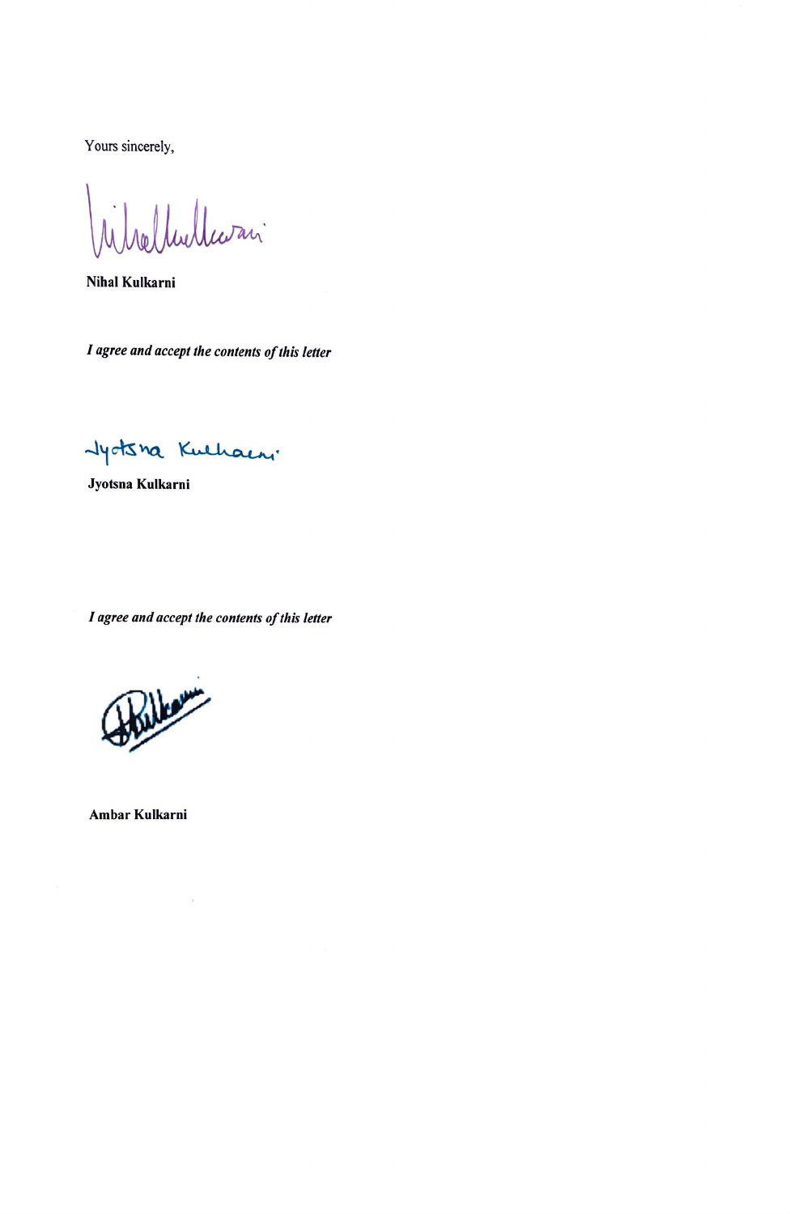Yours sincerely,

**Nihal Kulkarni**

***I agree and accept the contents of this letter***

**Jyotsna Kulkarni**

***I agree and accept the contents of this letter***

**Ambar Kulkarni**